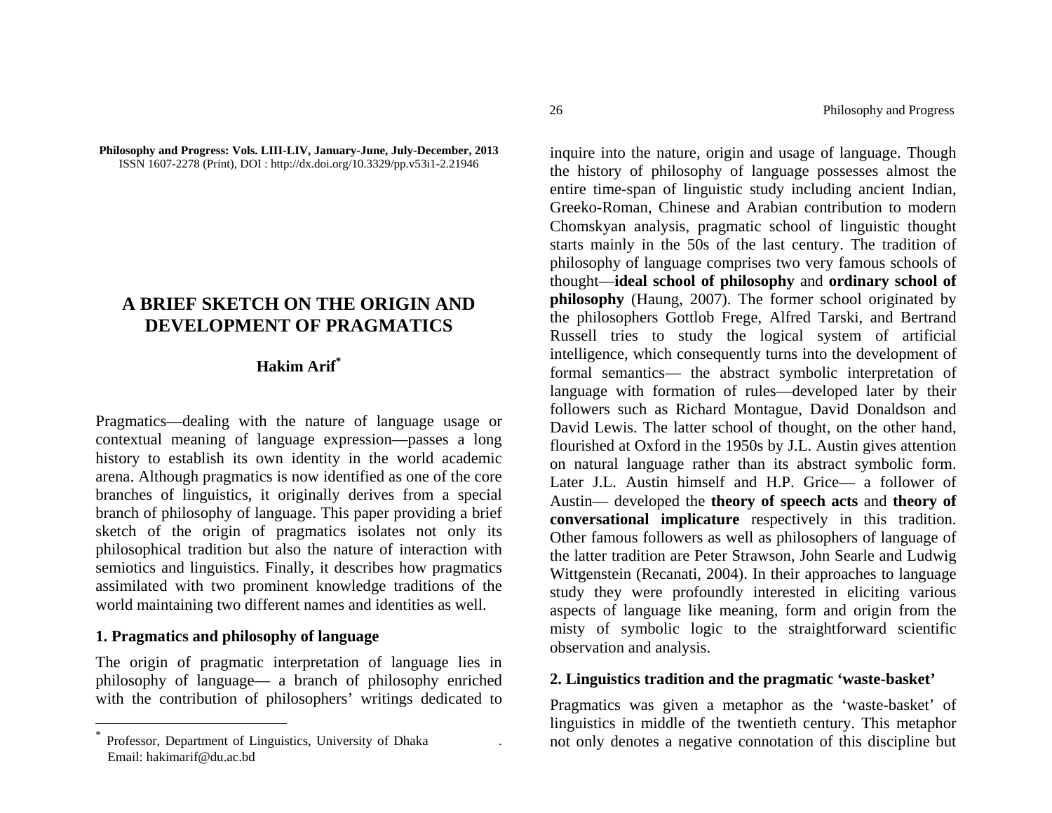**Philosophy and Progress: Vols. LIII-LIV, January-June, July-December, 2013**
ISSN 1607-2278 (Print), DOI : http://dx.doi.org/10.3329/pp.v53i1-2.21946

# A BRIEF SKETCH ON THE ORIGIN AND DEVELOPMENT OF PRAGMATICS

**Hakim Arif**[*]

Pragmatics—dealing with the nature of language usage or contextual meaning of language expression—passes a long history to establish its own identity in the world academic arena. Although pragmatics is now identified as one of the core branches of linguistics, it originally derives from a special branch of philosophy of language. This paper providing a brief sketch of the origin of pragmatics isolates not only its philosophical tradition but also the nature of interaction with semiotics and linguistics. Finally, it describes how pragmatics assimilated with two prominent knowledge traditions of the world maintaining two different names and identities as well.

## 1. Pragmatics and philosophy of language

The origin of pragmatic interpretation of language lies in philosophy of language— a branch of philosophy enriched with the contribution of philosophers' writings dedicated to inquire into the nature, origin and usage of language. Though the history of philosophy of language possesses almost the entire time-span of linguistic study including ancient Indian, Greeko-Roman, Chinese and Arabian contribution to modern Chomskyan analysis, pragmatic school of linguistic thought starts mainly in the 50s of the last century. The tradition of philosophy of language comprises two very famous schools of thought—**ideal school of philosophy** and **ordinary school of philosophy** (Haung, 2007). The former school originated by the philosophers Gottlob Frege, Alfred Tarski, and Bertrand Russell tries to study the logical system of artificial intelligence, which consequently turns into the development of formal semantics— the abstract symbolic interpretation of language with formation of rules—developed later by their followers such as Richard Montague, David Donaldson and David Lewis. The latter school of thought, on the other hand, flourished at Oxford in the 1950s by J.L. Austin gives attention on natural language rather than its abstract symbolic form. Later J.L. Austin himself and H.P. Grice— a follower of Austin— developed the **theory of speech acts** and **theory of conversational implicature** respectively in this tradition. Other famous followers as well as philosophers of language of the latter tradition are Peter Strawson, John Searle and Ludwig Wittgenstein (Recanati, 2004). In their approaches to language study they were profoundly interested in eliciting various aspects of language like meaning, form and origin from the misty of symbolic logic to the straightforward scientific observation and analysis.

## 2. Linguistics tradition and the pragmatic 'waste-basket'

Pragmatics was given a metaphor as the 'waste-basket' of linguistics in middle of the twentieth century. This metaphor not only denotes a negative connotation of this discipline but

---

[*] Professor, Department of Linguistics, University of Dhaka. Email: hakimarif@du.ac.bd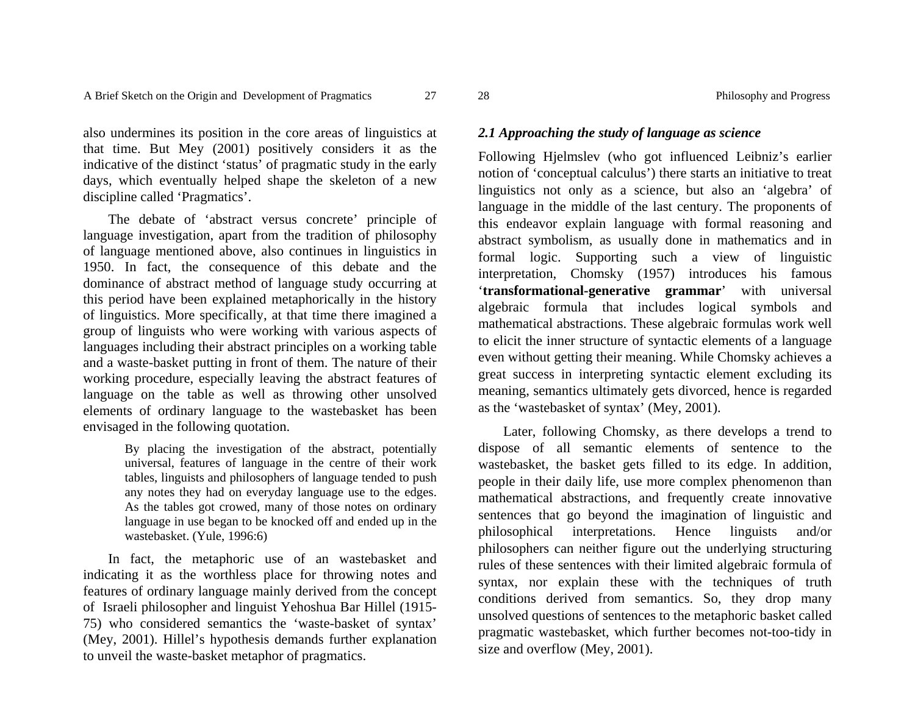also undermines its position in the core areas of linguistics at that time. But Mey (2001) positively considers it as the indicative of the distinct 'status' of pragmatic study in the early days, which eventually helped shape the skeleton of a new discipline called 'Pragmatics'.

The debate of 'abstract versus concrete' principle of language investigation, apart from the tradition of philosophy of language mentioned above, also continues in linguistics in 1950. In fact, the consequence of this debate and the dominance of abstract method of language study occurring at this period have been explained metaphorically in the history of linguistics. More specifically, at that time there imagined a group of linguists who were working with various aspects of languages including their abstract principles on a working table and a waste-basket putting in front of them. The nature of their working procedure, especially leaving the abstract features of language on the table as well as throwing other unsolved elements of ordinary language to the wastebasket has been envisaged in the following quotation.

> By placing the investigation of the abstract, potentially universal, features of language in the centre of their work tables, linguists and philosophers of language tended to push any notes they had on everyday language use to the edges. As the tables got crowed, many of those notes on ordinary language in use began to be knocked off and ended up in the wastebasket. (Yule, 1996:6)

In fact, the metaphoric use of an wastebasket and indicating it as the worthless place for throwing notes and features of ordinary language mainly derived from the concept of Israeli philosopher and linguist Yehoshua Bar Hillel (1915-75) who considered semantics the 'waste-basket of syntax' (Mey, 2001). Hillel's hypothesis demands further explanation to unveil the waste-basket metaphor of pragmatics.

### *2.1 Approaching the study of language as science*

Following Hjelmslev (who got influenced Leibniz's earlier notion of 'conceptual calculus') there starts an initiative to treat linguistics not only as a science, but also an 'algebra' of language in the middle of the last century. The proponents of this endeavor explain language with formal reasoning and abstract symbolism, as usually done in mathematics and in formal logic. Supporting such a view of linguistic interpretation, Chomsky (1957) introduces his famous '**transformational-generative grammar**' with universal algebraic formula that includes logical symbols and mathematical abstractions. These algebraic formulas work well to elicit the inner structure of syntactic elements of a language even without getting their meaning. While Chomsky achieves a great success in interpreting syntactic element excluding its meaning, semantics ultimately gets divorced, hence is regarded as the 'wastebasket of syntax' (Mey, 2001).

Later, following Chomsky, as there develops a trend to dispose of all semantic elements of sentence to the wastebasket, the basket gets filled to its edge. In addition, people in their daily life, use more complex phenomenon than mathematical abstractions, and frequently create innovative sentences that go beyond the imagination of linguistic and philosophical interpretations. Hence linguists and/or philosophers can neither figure out the underlying structuring rules of these sentences with their limited algebraic formula of syntax, nor explain these with the techniques of truth conditions derived from semantics. So, they drop many unsolved questions of sentences to the metaphoric basket called pragmatic wastebasket, which further becomes not-too-tidy in size and overflow (Mey, 2001).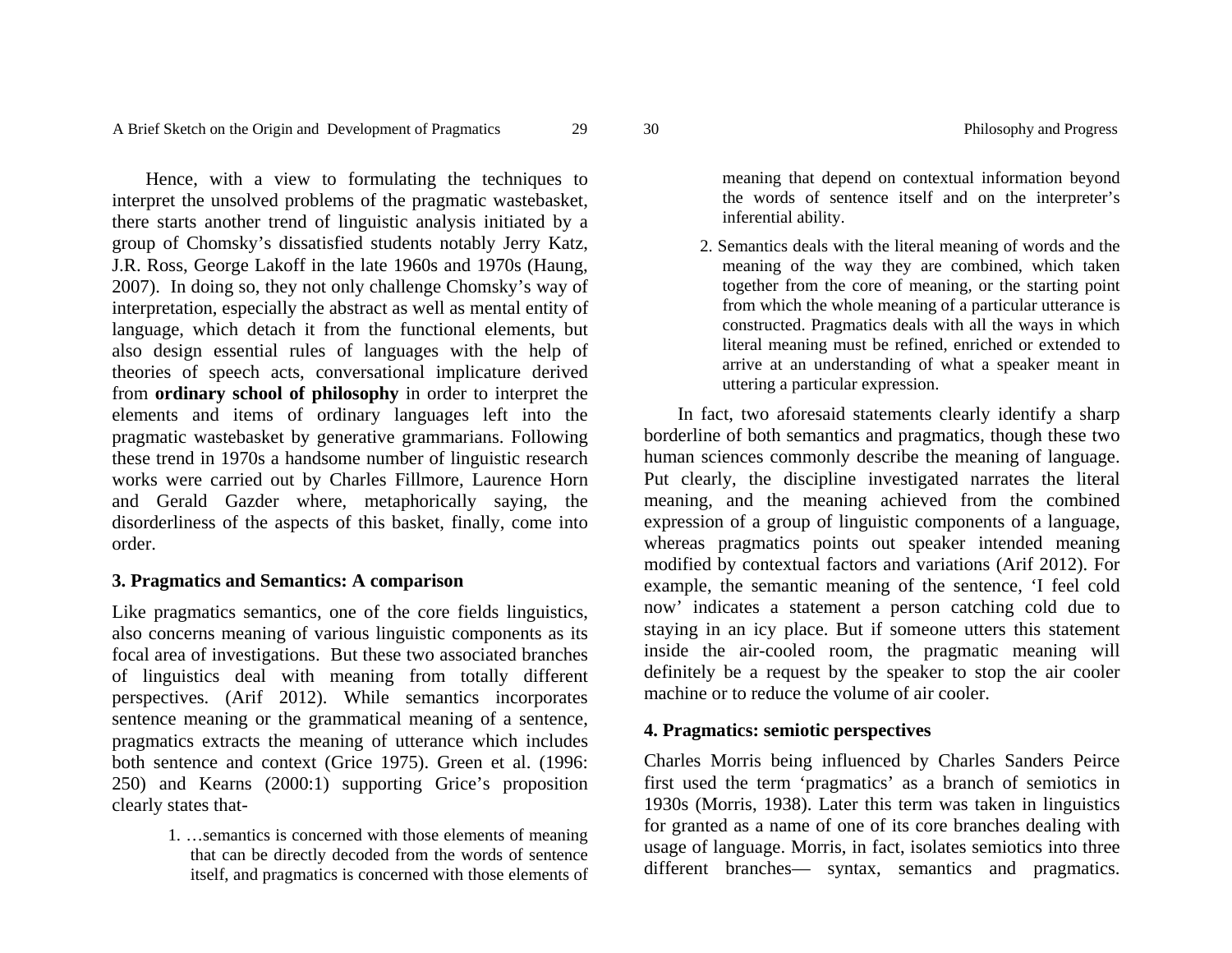Hence, with a view to formulating the techniques to interpret the unsolved problems of the pragmatic wastebasket, there starts another trend of linguistic analysis initiated by a group of Chomsky's dissatisfied students notably Jerry Katz, J.R. Ross, George Lakoff in the late 1960s and 1970s (Haung, 2007). In doing so, they not only challenge Chomsky's way of interpretation, especially the abstract as well as mental entity of language, which detach it from the functional elements, but also design essential rules of languages with the help of theories of speech acts, conversational implicature derived from **ordinary school of philosophy** in order to interpret the elements and items of ordinary languages left into the pragmatic wastebasket by generative grammarians. Following these trend in 1970s a handsome number of linguistic research works were carried out by Charles Fillmore, Laurence Horn and Gerald Gazder where, metaphorically saying, the disorderliness of the aspects of this basket, finally, come into order.

### 3. Pragmatics and Semantics: A comparison

Like pragmatics semantics, one of the core fields linguistics, also concerns meaning of various linguistic components as its focal area of investigations. But these two associated branches of linguistics deal with meaning from totally different perspectives. (Arif 2012). While semantics incorporates sentence meaning or the grammatical meaning of a sentence, pragmatics extracts the meaning of utterance which includes both sentence and context (Grice 1975). Green et al. (1996: 250) and Kearns (2000:1) supporting Grice's proposition clearly states that-

1. …semantics is concerned with those elements of meaning that can be directly decoded from the words of sentence itself, and pragmatics is concerned with those elements of meaning that depend on contextual information beyond the words of sentence itself and on the interpreter's inferential ability.
2. Semantics deals with the literal meaning of words and the meaning of the way they are combined, which taken together from the core of meaning, or the starting point from which the whole meaning of a particular utterance is constructed. Pragmatics deals with all the ways in which literal meaning must be refined, enriched or extended to arrive at an understanding of what a speaker meant in uttering a particular expression.

In fact, two aforesaid statements clearly identify a sharp borderline of both semantics and pragmatics, though these two human sciences commonly describe the meaning of language. Put clearly, the discipline investigated narrates the literal meaning, and the meaning achieved from the combined expression of a group of linguistic components of a language, whereas pragmatics points out speaker intended meaning modified by contextual factors and variations (Arif 2012). For example, the semantic meaning of the sentence, 'I feel cold now' indicates a statement a person catching cold due to staying in an icy place. But if someone utters this statement inside the air-cooled room, the pragmatic meaning will definitely be a request by the speaker to stop the air cooler machine or to reduce the volume of air cooler.

### 4. Pragmatics: semiotic perspectives

Charles Morris being influenced by Charles Sanders Peirce first used the term 'pragmatics' as a branch of semiotics in 1930s (Morris, 1938). Later this term was taken in linguistics for granted as a name of one of its core branches dealing with usage of language. Morris, in fact, isolates semiotics into three different branches— syntax, semantics and pragmatics.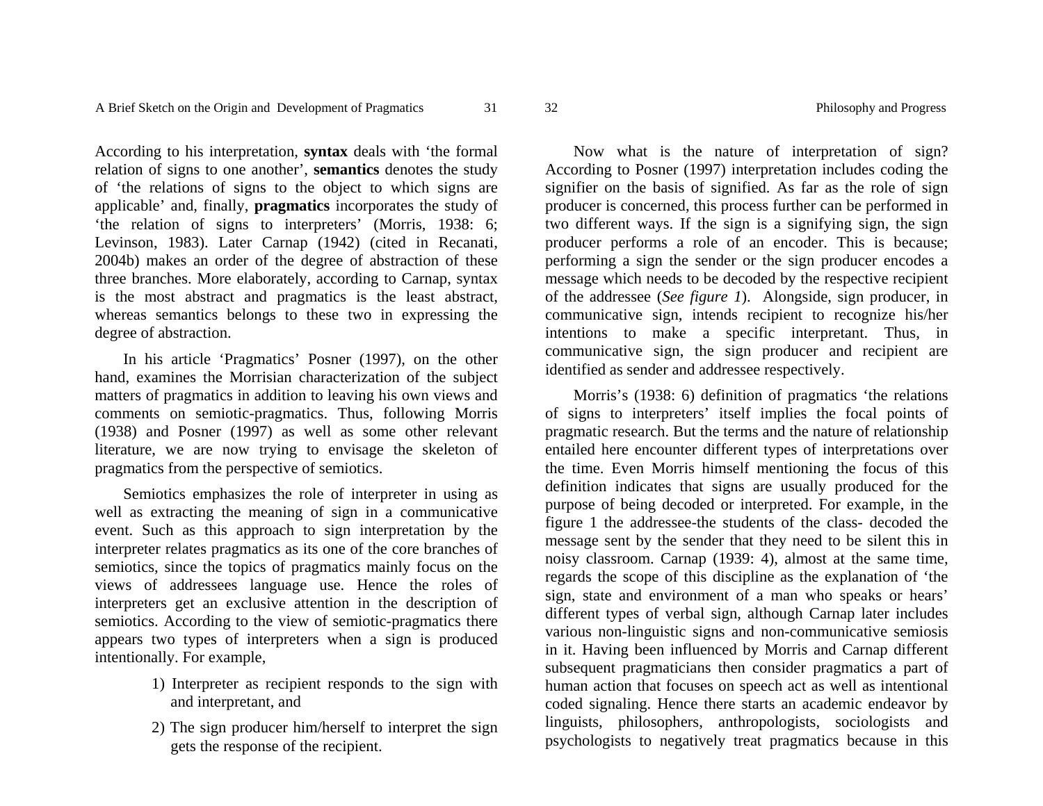According to his interpretation, **syntax** deals with 'the formal relation of signs to one another', **semantics** denotes the study of 'the relations of signs to the object to which signs are applicable' and, finally, **pragmatics** incorporates the study of 'the relation of signs to interpreters' (Morris, 1938: 6; Levinson, 1983). Later Carnap (1942) (cited in Recanati, 2004b) makes an order of the degree of abstraction of these three branches. More elaborately, according to Carnap, syntax is the most abstract and pragmatics is the least abstract, whereas semantics belongs to these two in expressing the degree of abstraction.

In his article 'Pragmatics' Posner (1997), on the other hand, examines the Morrisian characterization of the subject matters of pragmatics in addition to leaving his own views and comments on semiotic-pragmatics. Thus, following Morris (1938) and Posner (1997) as well as some other relevant literature, we are now trying to envisage the skeleton of pragmatics from the perspective of semiotics.

Semiotics emphasizes the role of interpreter in using as well as extracting the meaning of sign in a communicative event. Such as this approach to sign interpretation by the interpreter relates pragmatics as its one of the core branches of semiotics, since the topics of pragmatics mainly focus on the views of addressees language use. Hence the roles of interpreters get an exclusive attention in the description of semiotics. According to the view of semiotic-pragmatics there appears two types of interpreters when a sign is produced intentionally. For example,

1) Interpreter as recipient responds to the sign with and interpretant, and
2) The sign producer him/herself to interpret the sign gets the response of the recipient.

Now what is the nature of interpretation of sign? According to Posner (1997) interpretation includes coding the signifier on the basis of signified. As far as the role of sign producer is concerned, this process further can be performed in two different ways. If the sign is a signifying sign, the sign producer performs a role of an encoder. This is because; performing a sign the sender or the sign producer encodes a message which needs to be decoded by the respective recipient of the addressee (*See figure 1*). Alongside, sign producer, in communicative sign, intends recipient to recognize his/her intentions to make a specific interpretant. Thus, in communicative sign, the sign producer and recipient are identified as sender and addressee respectively.

Morris's (1938: 6) definition of pragmatics 'the relations of signs to interpreters' itself implies the focal points of pragmatic research. But the terms and the nature of relationship entailed here encounter different types of interpretations over the time. Even Morris himself mentioning the focus of this definition indicates that signs are usually produced for the purpose of being decoded or interpreted. For example, in the figure 1 the addressee-the students of the class- decoded the message sent by the sender that they need to be silent this in noisy classroom. Carnap (1939: 4), almost at the same time, regards the scope of this discipline as the explanation of 'the sign, state and environment of a man who speaks or hears' different types of verbal sign, although Carnap later includes various non-linguistic signs and non-communicative semiosis in it. Having been influenced by Morris and Carnap different subsequent pragmaticians then consider pragmatics a part of human action that focuses on speech act as well as intentional coded signaling. Hence there starts an academic endeavor by linguists, philosophers, anthropologists, sociologists and psychologists to negatively treat pragmatics because in this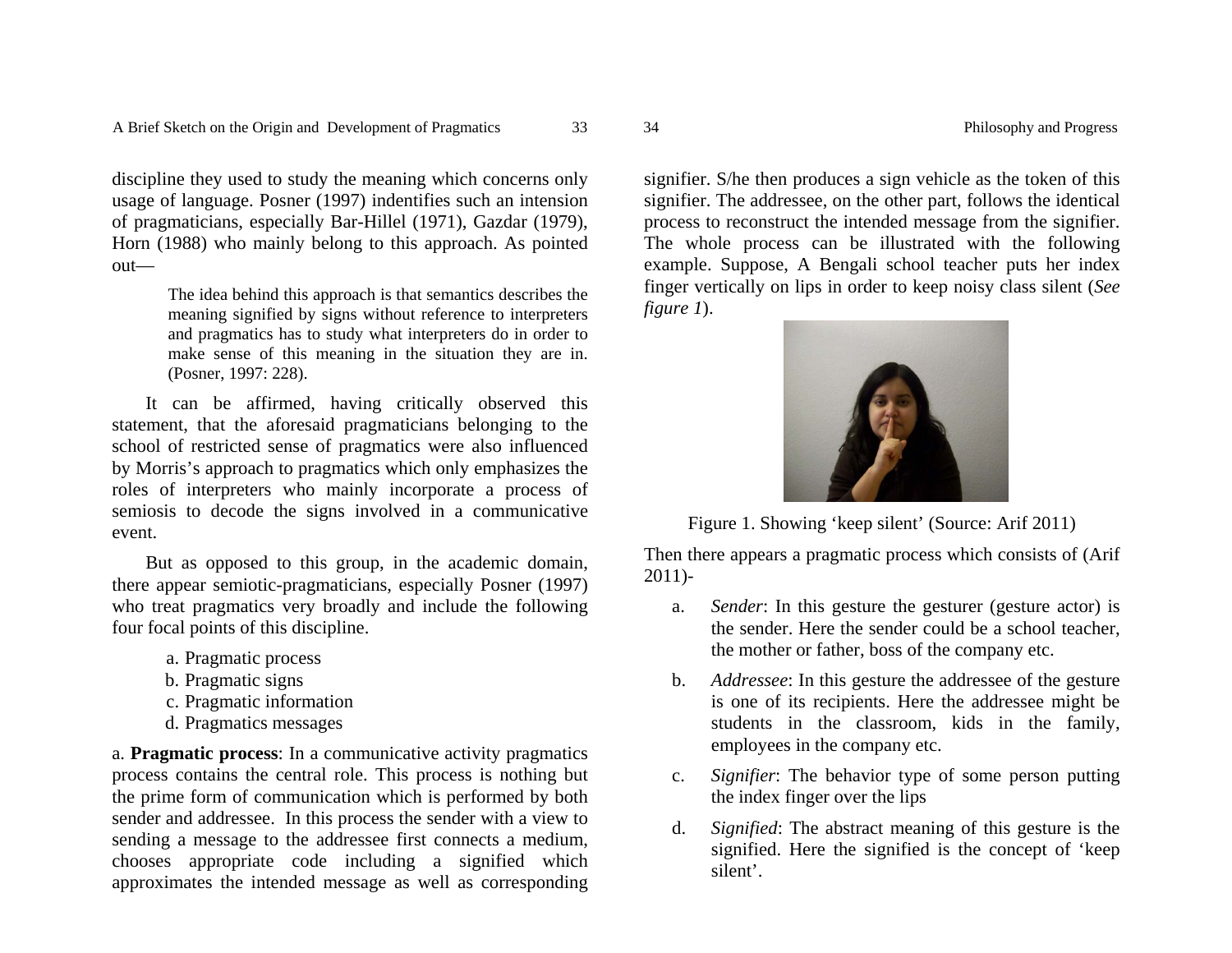discipline they used to study the meaning which concerns only usage of language. Posner (1997) indentifies such an intension of pragmaticians, especially Bar-Hillel (1971), Gazdar (1979), Horn (1988) who mainly belong to this approach. As pointed out—

> The idea behind this approach is that semantics describes the meaning signified by signs without reference to interpreters and pragmatics has to study what interpreters do in order to make sense of this meaning in the situation they are in. (Posner, 1997: 228).

It can be affirmed, having critically observed this statement, that the aforesaid pragmaticians belonging to the school of restricted sense of pragmatics were also influenced by Morris's approach to pragmatics which only emphasizes the roles of interpreters who mainly incorporate a process of semiosis to decode the signs involved in a communicative event.

But as opposed to this group, in the academic domain, there appear semiotic-pragmaticians, especially Posner (1997) who treat pragmatics very broadly and include the following four focal points of this discipline.

a. Pragmatic process
b. Pragmatic signs
c. Pragmatic information
d. Pragmatics messages

a. **Pragmatic process**: In a communicative activity pragmatics process contains the central role. This process is nothing but the prime form of communication which is performed by both sender and addressee. In this process the sender with a view to sending a message to the addressee first connects a medium, chooses appropriate code including a signified which approximates the intended message as well as corresponding signifier. S/he then produces a sign vehicle as the token of this signifier. The addressee, on the other part, follows the identical process to reconstruct the intended message from the signifier. The whole process can be illustrated with the following example. Suppose, A Bengali school teacher puts her index finger vertically on lips in order to keep noisy class silent (*See figure 1*).

Figure 1. Showing 'keep silent' (Source: Arif 2011)

Then there appears a pragmatic process which consists of (Arif 2011)-

a. *Sender*: In this gesture the gesturer (gesture actor) is the sender. Here the sender could be a school teacher, the mother or father, boss of the company etc.

b. *Addressee*: In this gesture the addressee of the gesture is one of its recipients. Here the addressee might be students in the classroom, kids in the family, employees in the company etc.

c. *Signifier*: The behavior type of some person putting the index finger over the lips

d. *Signified*: The abstract meaning of this gesture is the signified. Here the signified is the concept of 'keep silent'.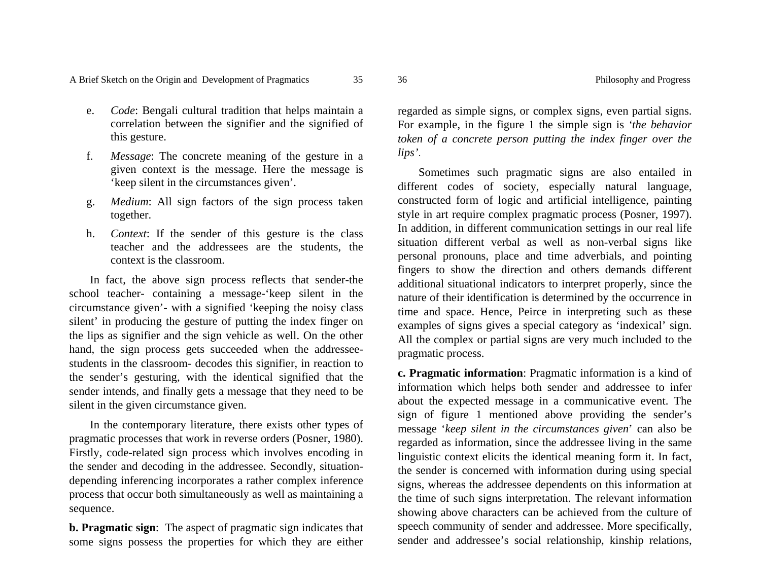e. *Code*: Bengali cultural tradition that helps maintain a correlation between the signifier and the signified of this gesture.

f. *Message*: The concrete meaning of the gesture in a given context is the message. Here the message is 'keep silent in the circumstances given'.

g. *Medium*: All sign factors of the sign process taken together.

h. *Context*: If the sender of this gesture is the class teacher and the addressees are the students, the context is the classroom.

In fact, the above sign process reflects that sender-the school teacher- containing a message-'keep silent in the circumstance given'- with a signified 'keeping the noisy class silent' in producing the gesture of putting the index finger on the lips as signifier and the sign vehicle as well. On the other hand, the sign process gets succeeded when the addressee-students in the classroom- decodes this signifier, in reaction to the sender's gesturing, with the identical signified that the sender intends, and finally gets a message that they need to be silent in the given circumstance given.

In the contemporary literature, there exists other types of pragmatic processes that work in reverse orders (Posner, 1980). Firstly, code-related sign process which involves encoding in the sender and decoding in the addressee. Secondly, situation-depending inferencing incorporates a rather complex inference process that occur both simultaneously as well as maintaining a sequence.

**b. Pragmatic sign**: The aspect of pragmatic sign indicates that some signs possess the properties for which they are either regarded as simple signs, or complex signs, even partial signs. For example, in the figure 1 the simple sign is *'the behavior token of a concrete person putting the index finger over the lips'*.

Sometimes such pragmatic signs are also entailed in different codes of society, especially natural language, constructed form of logic and artificial intelligence, painting style in art require complex pragmatic process (Posner, 1997). In addition, in different communication settings in our real life situation different verbal as well as non-verbal signs like personal pronouns, place and time adverbials, and pointing fingers to show the direction and others demands different additional situational indicators to interpret properly, since the nature of their identification is determined by the occurrence in time and space. Hence, Peirce in interpreting such as these examples of signs gives a special category as 'indexical' sign. All the complex or partial signs are very much included to the pragmatic process.

**c. Pragmatic information**: Pragmatic information is a kind of information which helps both sender and addressee to infer about the expected message in a communicative event. The sign of figure 1 mentioned above providing the sender's message '*keep silent in the circumstances given*' can also be regarded as information, since the addressee living in the same linguistic context elicits the identical meaning form it. In fact, the sender is concerned with information during using special signs, whereas the addressee dependents on this information at the time of such signs interpretation. The relevant information showing above characters can be achieved from the culture of speech community of sender and addressee. More specifically, sender and addressee's social relationship, kinship relations,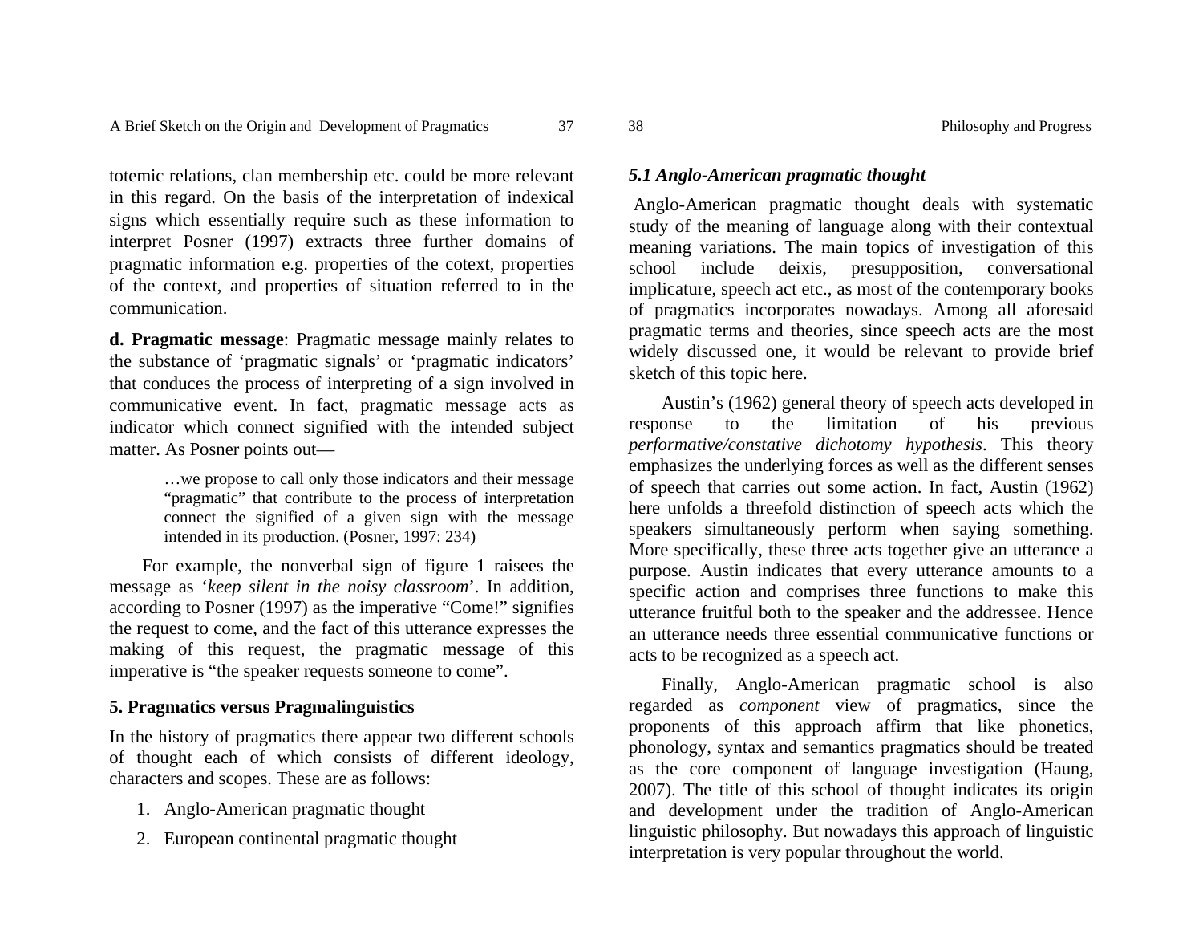totemic relations, clan membership etc. could be more relevant in this regard. On the basis of the interpretation of indexical signs which essentially require such as these information to interpret Posner (1997) extracts three further domains of pragmatic information e.g. properties of the cotext, properties of the context, and properties of situation referred to in the communication.

**d. Pragmatic message**: Pragmatic message mainly relates to the substance of 'pragmatic signals' or 'pragmatic indicators' that conduces the process of interpreting of a sign involved in communicative event. In fact, pragmatic message acts as indicator which connect signified with the intended subject matter. As Posner points out—

> …we propose to call only those indicators and their message "pragmatic" that contribute to the process of interpretation connect the signified of a given sign with the message intended in its production. (Posner, 1997: 234)

For example, the nonverbal sign of figure 1 raisees the message as '*keep silent in the noisy classroom*'. In addition, according to Posner (1997) as the imperative "Come!" signifies the request to come, and the fact of this utterance expresses the making of this request, the pragmatic message of this imperative is "the speaker requests someone to come".

## 5. Pragmatics versus Pragmalinguistics

In the history of pragmatics there appear two different schools of thought each of which consists of different ideology, characters and scopes. These are as follows:

1. Anglo-American pragmatic thought
2. European continental pragmatic thought

### *5.1 Anglo-American pragmatic thought*

Anglo-American pragmatic thought deals with systematic study of the meaning of language along with their contextual meaning variations. The main topics of investigation of this school include deixis, presupposition, conversational implicature, speech act etc., as most of the contemporary books of pragmatics incorporates nowadays. Among all aforesaid pragmatic terms and theories, since speech acts are the most widely discussed one, it would be relevant to provide brief sketch of this topic here.

Austin's (1962) general theory of speech acts developed in response to the limitation of his previous *performative/constative dichotomy hypothesis*. This theory emphasizes the underlying forces as well as the different senses of speech that carries out some action. In fact, Austin (1962) here unfolds a threefold distinction of speech acts which the speakers simultaneously perform when saying something. More specifically, these three acts together give an utterance a purpose. Austin indicates that every utterance amounts to a specific action and comprises three functions to make this utterance fruitful both to the speaker and the addressee. Hence an utterance needs three essential communicative functions or acts to be recognized as a speech act.

Finally, Anglo-American pragmatic school is also regarded as *component* view of pragmatics, since the proponents of this approach affirm that like phonetics, phonology, syntax and semantics pragmatics should be treated as the core component of language investigation (Haung, 2007). The title of this school of thought indicates its origin and development under the tradition of Anglo-American linguistic philosophy. But nowadays this approach of linguistic interpretation is very popular throughout the world.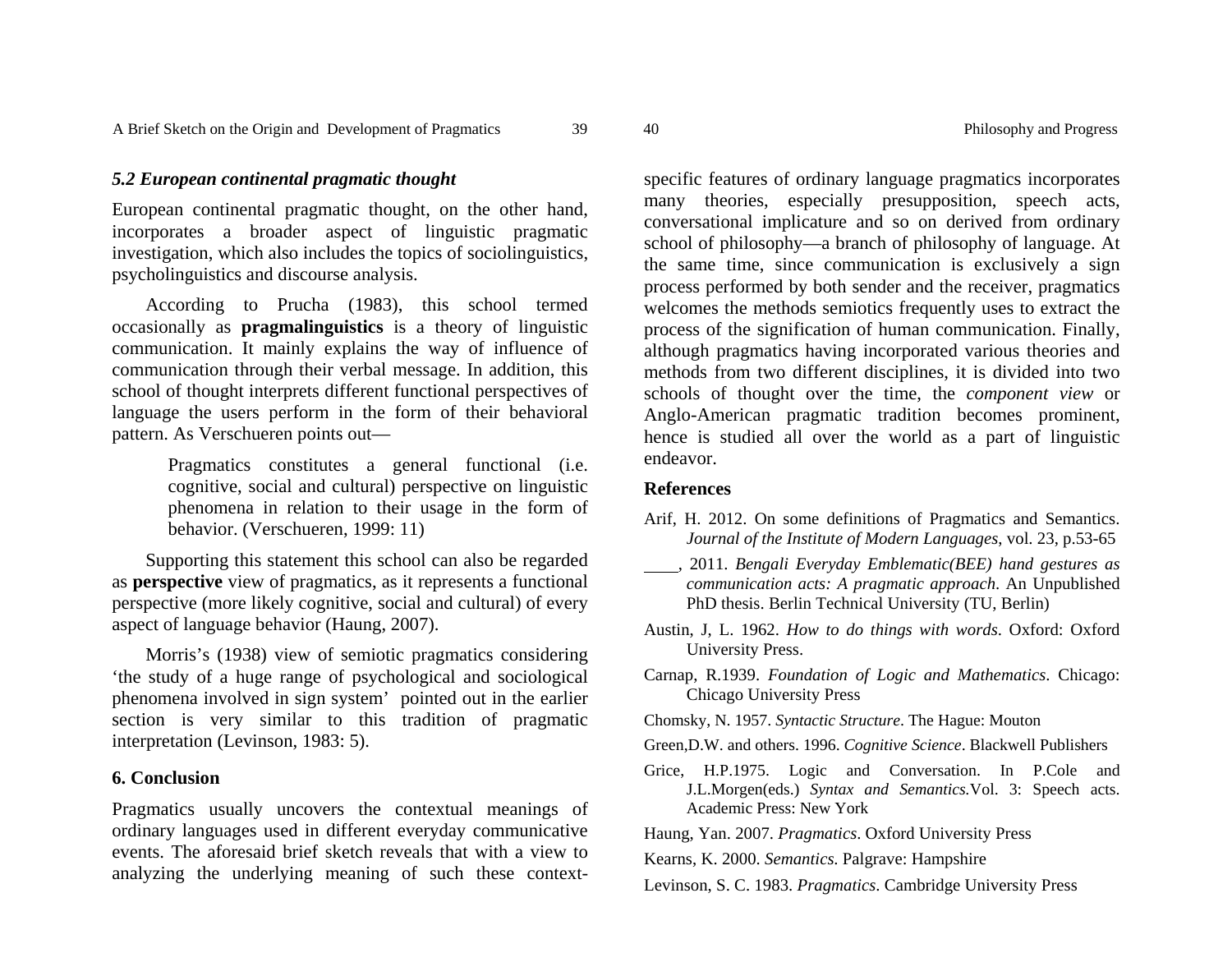### *5.2 European continental pragmatic thought*

European continental pragmatic thought, on the other hand, incorporates a broader aspect of linguistic pragmatic investigation, which also includes the topics of sociolinguistics, psycholinguistics and discourse analysis.

According to Prucha (1983), this school termed occasionally as **pragmalinguistics** is a theory of linguistic communication. It mainly explains the way of influence of communication through their verbal message. In addition, this school of thought interprets different functional perspectives of language the users perform in the form of their behavioral pattern. As Verschueren points out—

> Pragmatics constitutes a general functional (i.e. cognitive, social and cultural) perspective on linguistic phenomena in relation to their usage in the form of behavior. (Verschueren, 1999: 11)

Supporting this statement this school can also be regarded as **perspective** view of pragmatics, as it represents a functional perspective (more likely cognitive, social and cultural) of every aspect of language behavior (Haung, 2007).

Morris's (1938) view of semiotic pragmatics considering 'the study of a huge range of psychological and sociological phenomena involved in sign system' pointed out in the earlier section is very similar to this tradition of pragmatic interpretation (Levinson, 1983: 5).

## 6. Conclusion

Pragmatics usually uncovers the contextual meanings of ordinary languages used in different everyday communicative events. The aforesaid brief sketch reveals that with a view to analyzing the underlying meaning of such these context-specific features of ordinary language pragmatics incorporates many theories, especially presupposition, speech acts, conversational implicature and so on derived from ordinary school of philosophy—a branch of philosophy of language. At the same time, since communication is exclusively a sign process performed by both sender and the receiver, pragmatics welcomes the methods semiotics frequently uses to extract the process of the signification of human communication. Finally, although pragmatics having incorporated various theories and methods from two different disciplines, it is divided into two schools of thought over the time, the *component view* or Anglo-American pragmatic tradition becomes prominent, hence is studied all over the world as a part of linguistic endeavor.

## References

Arif, H. 2012. On some definitions of Pragmatics and Semantics. *Journal of the Institute of Modern Languages*, vol. 23, p.53-65

____, 2011. *Bengali Everyday Emblematic(BEE) hand gestures as communication acts: A pragmatic approach*. An Unpublished PhD thesis. Berlin Technical University (TU, Berlin)

Austin, J, L. 1962. *How to do things with words*. Oxford: Oxford University Press.

Carnap, R.1939. *Foundation of Logic and Mathematics*. Chicago: Chicago University Press

Chomsky, N. 1957. *Syntactic Structure*. The Hague: Mouton

Green,D.W. and others. 1996. *Cognitive Science*. Blackwell Publishers

Grice, H.P.1975. Logic and Conversation. In P.Cole and J.L.Morgen(eds.) *Syntax and Semantics.*Vol. 3: Speech acts. Academic Press: New York

Haung, Yan. 2007. *Pragmatics*. Oxford University Press

Kearns, K. 2000. *Semantics*. Palgrave: Hampshire

Levinson, S. C. 1983. *Pragmatics*. Cambridge University Press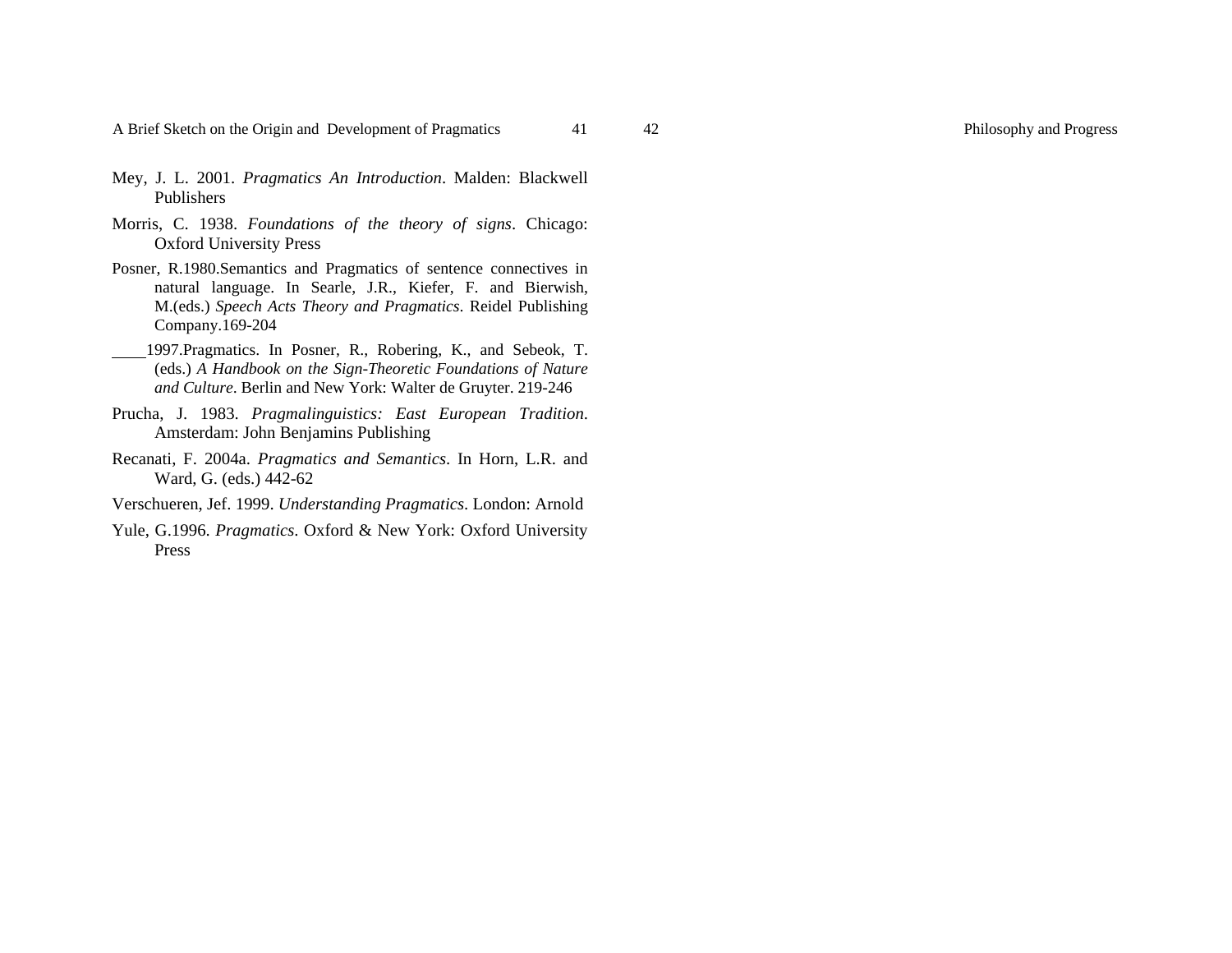Mey, J. L. 2001. *Pragmatics An Introduction*. Malden: Blackwell Publishers

Morris, C. 1938. *Foundations of the theory of signs*. Chicago: Oxford University Press

Posner, R.1980.Semantics and Pragmatics of sentence connectives in natural language. In Searle, J.R., Kiefer, F. and Bierwish, M.(eds.) *Speech Acts Theory and Pragmatics*. Reidel Publishing Company.169-204

____1997.Pragmatics. In Posner, R., Robering, K., and Sebeok, T. (eds.) *A Handbook on the Sign-Theoretic Foundations of Nature and Culture*. Berlin and New York: Walter de Gruyter. 219-246

Prucha, J. 1983. *Pragmalinguistics: East European Tradition*. Amsterdam: John Benjamins Publishing

Recanati, F. 2004a. *Pragmatics and Semantics*. In Horn, L.R. and Ward, G. (eds.) 442-62

Verschueren, Jef. 1999. *Understanding Pragmatics*. London: Arnold

Yule, G.1996. *Pragmatics*. Oxford & New York: Oxford University Press